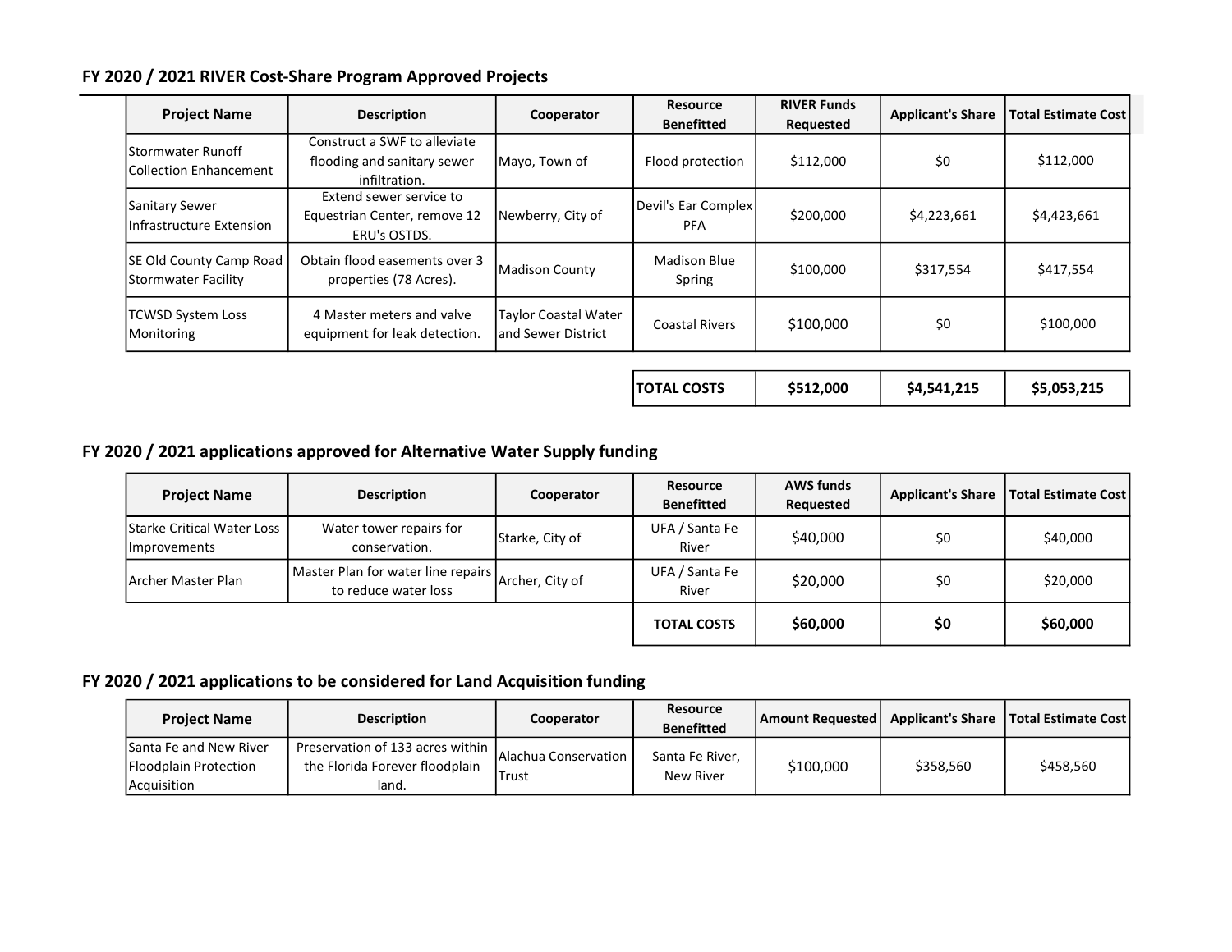## FY 2020 / 2021 RIVER Cost-Share Program Approved Projects

| Project Name | Description | Cooperator | Resource Benefitted | RIVER Funds Requested | Applicant's Share | Total Estimate Cost |
|---|---|---|---|---|---|---|
| Stormwater Runoff Collection Enhancement | Construct a SWF to alleviate flooding and sanitary sewer infiltration. | Mayo, Town of | Flood protection | $112,000 | $0 | $112,000 |
| Sanitary Sewer Infrastructure Extension | Extend sewer service to Equestrian Center, remove 12 ERU's OSTDS. | Newberry, City of | Devil's Ear Complex PFA | $200,000 | $4,223,661 | $4,423,661 |
| SE Old County Camp Road Stormwater Facility | Obtain flood easements over 3 properties (78 Acres). | Madison County | Madison Blue Spring | $100,000 | $317,554 | $417,554 |
| TCWSD System Loss Monitoring | 4 Master meters and valve equipment for leak detection. | Taylor Coastal Water and Sewer District | Coastal Rivers | $100,000 | $0 | $100,000 |
| | | | **TOTAL COSTS** | **$512,000** | **$4,541,215** | **$5,053,215** |

## FY 2020 / 2021 applications approved for Alternative Water Supply funding

| Project Name | Description | Cooperator | Resource Benefitted | AWS funds Requested | Applicant's Share | Total Estimate Cost |
|---|---|---|---|---|---|---|
| Starke Critical Water Loss Improvements | Water tower repairs for conservation. | Starke, City of | UFA / Santa Fe River | $40,000 | $0 | $40,000 |
| Archer Master Plan | Master Plan for water line repairs to reduce water loss | Archer, City of | UFA / Santa Fe River | $20,000 | $0 | $20,000 |
| | | | **TOTAL COSTS** | **$60,000** | **$0** | **$60,000** |

## FY 2020 / 2021 applications to be considered for Land Acquisition funding

| Project Name | Description | Cooperator | Resource Benefitted | Amount Requested | Applicant's Share | Total Estimate Cost |
|---|---|---|---|---|---|---|
| Santa Fe and New River Floodplain Protection Acquisition | Preservation of 133 acres within the Florida Forever floodplain land. | Alachua Conservation Trust | Santa Fe River, New River | $100,000 | $358,560 | $458,560 |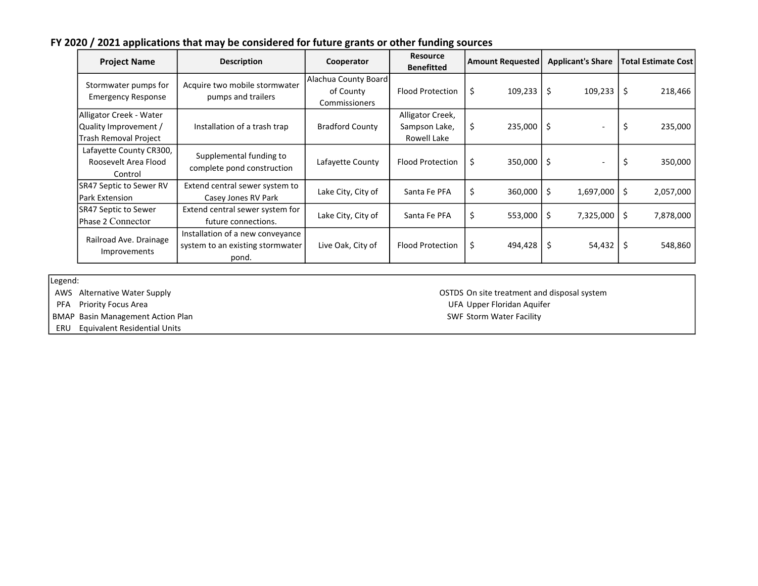**FY 2020 / 2021 applications that may be considered for future grants or other funding sources**

| Project Name | Description | Cooperator | Resource Benefitted | Amount Requested | Applicant's Share | Total Estimate Cost |
|---|---|---|---|---|---|---|
| Stormwater pumps for Emergency Response | Acquire two mobile stormwater pumps and trailers | Alachua County Board of County Commissioners | Flood Protection | $ 109,233 | $ 109,233 | $ 218,466 |
| Alligator Creek - Water Quality Improvement / Trash Removal Project | Installation of a trash trap | Bradford County | Alligator Creek, Sampson Lake, Rowell Lake | $ 235,000 | $ - | $ 235,000 |
| Lafayette County CR300, Roosevelt Area Flood Control | Supplemental funding to complete pond construction | Lafayette County | Flood Protection | $ 350,000 | $ - | $ 350,000 |
| SR47 Septic to Sewer RV Park Extension | Extend central sewer system to Casey Jones RV Park | Lake City, City of | Santa Fe PFA | $ 360,000 | $ 1,697,000 | $ 2,057,000 |
| SR47 Septic to Sewer Phase 2 Connector | Extend central sewer system for future connections. | Lake City, City of | Santa Fe PFA | $ 553,000 | $ 7,325,000 | $ 7,878,000 |
| Railroad Ave. Drainage Improvements | Installation of a new conveyance system to an existing stormwater pond. | Live Oak, City of | Flood Protection | $ 494,428 | $ 54,432 | $ 548,860 |

Legend:

- AWS Alternative Water Supply
- PFA Priority Focus Area
- BMAP Basin Management Action Plan
- ERU Equivalent Residential Units
- OSTDS On site treatment and disposal system
- UFA Upper Floridan Aquifer
- SWF Storm Water Facility